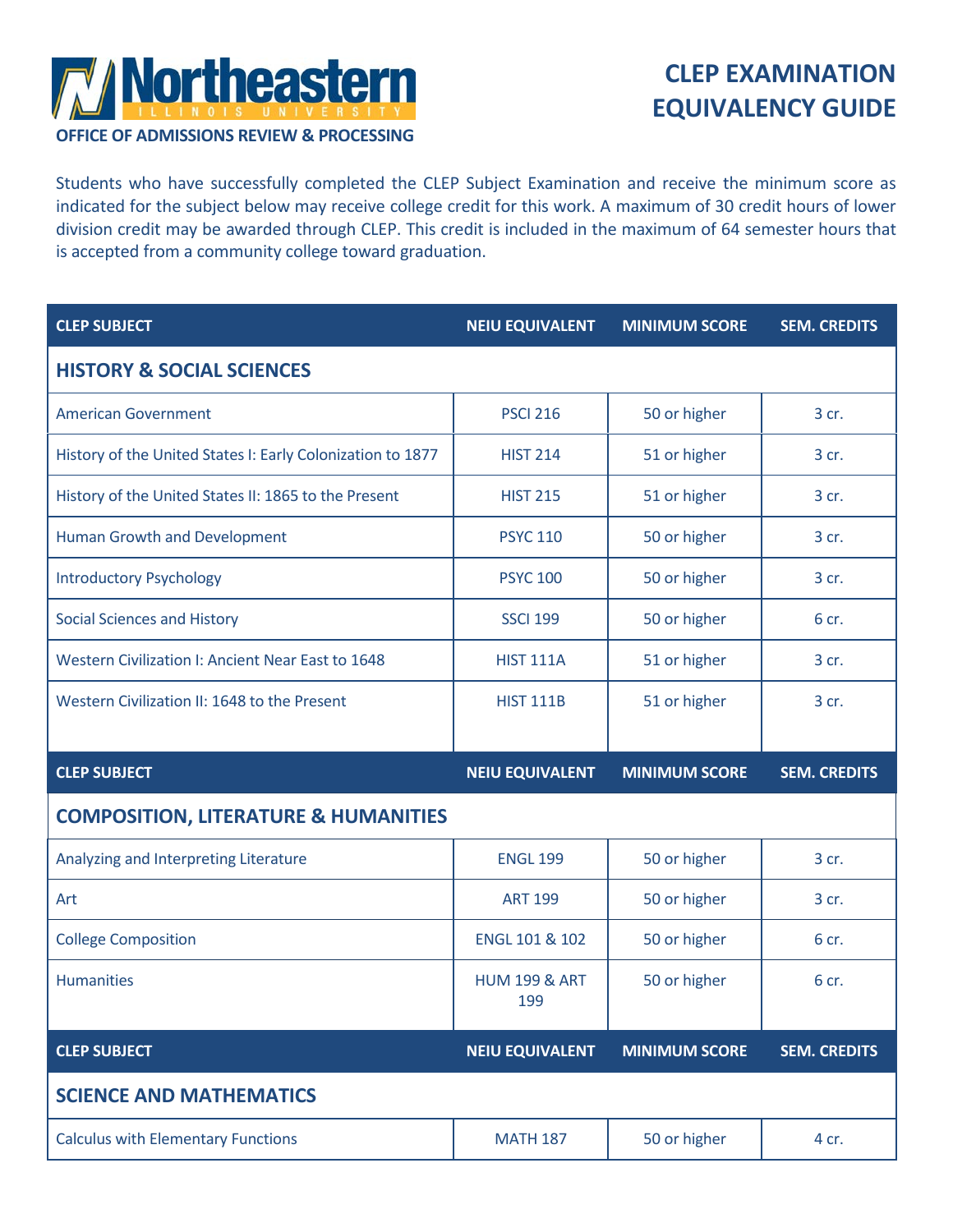# Northeastern Illinois University

**OFFICE OF ADMISSIONS REVIEW & PROCESSING**

# CLEP EXAMINATION EQUIVALENCY GUIDE

Students who have successfully completed the CLEP Subject Examination and receive the minimum score as indicated for the subject below may receive college credit for this work. A maximum of 30 credit hours of lower division credit may be awarded through CLEP. This credit is included in the maximum of 64 semester hours that is accepted from a community college toward graduation.

| CLEP SUBJECT | NEIU EQUIVALENT | MINIMUM SCORE | SEM. CREDITS |
|---|---|---|---|
| **HISTORY & SOCIAL SCIENCES** | | | |
| American Government | PSCI 216 | 50 or higher | 3 cr. |
| History of the United States I: Early Colonization to 1877 | HIST 214 | 51 or higher | 3 cr. |
| History of the United States II: 1865 to the Present | HIST 215 | 51 or higher | 3 cr. |
| Human Growth and Development | PSYC 110 | 50 or higher | 3 cr. |
| Introductory Psychology | PSYC 100 | 50 or higher | 3 cr. |
| Social Sciences and History | SSCI 199 | 50 or higher | 6 cr. |
| Western Civilization I: Ancient Near East to 1648 | HIST 111A | 51 or higher | 3 cr. |
| Western Civilization II: 1648 to the Present | HIST 111B | 51 or higher | 3 cr. |

| CLEP SUBJECT | NEIU EQUIVALENT | MINIMUM SCORE | SEM. CREDITS |
|---|---|---|---|
| **COMPOSITION, LITERATURE & HUMANITIES** | | | |
| Analyzing and Interpreting Literature | ENGL 199 | 50 or higher | 3 cr. |
| Art | ART 199 | 50 or higher | 3 cr. |
| College Composition | ENGL 101 & 102 | 50 or higher | 6 cr. |
| Humanities | HUM 199 & ART 199 | 50 or higher | 6 cr. |

| CLEP SUBJECT | NEIU EQUIVALENT | MINIMUM SCORE | SEM. CREDITS |
|---|---|---|---|
| **SCIENCE AND MATHEMATICS** | | | |
| Calculus with Elementary Functions | MATH 187 | 50 or higher | 4 cr. |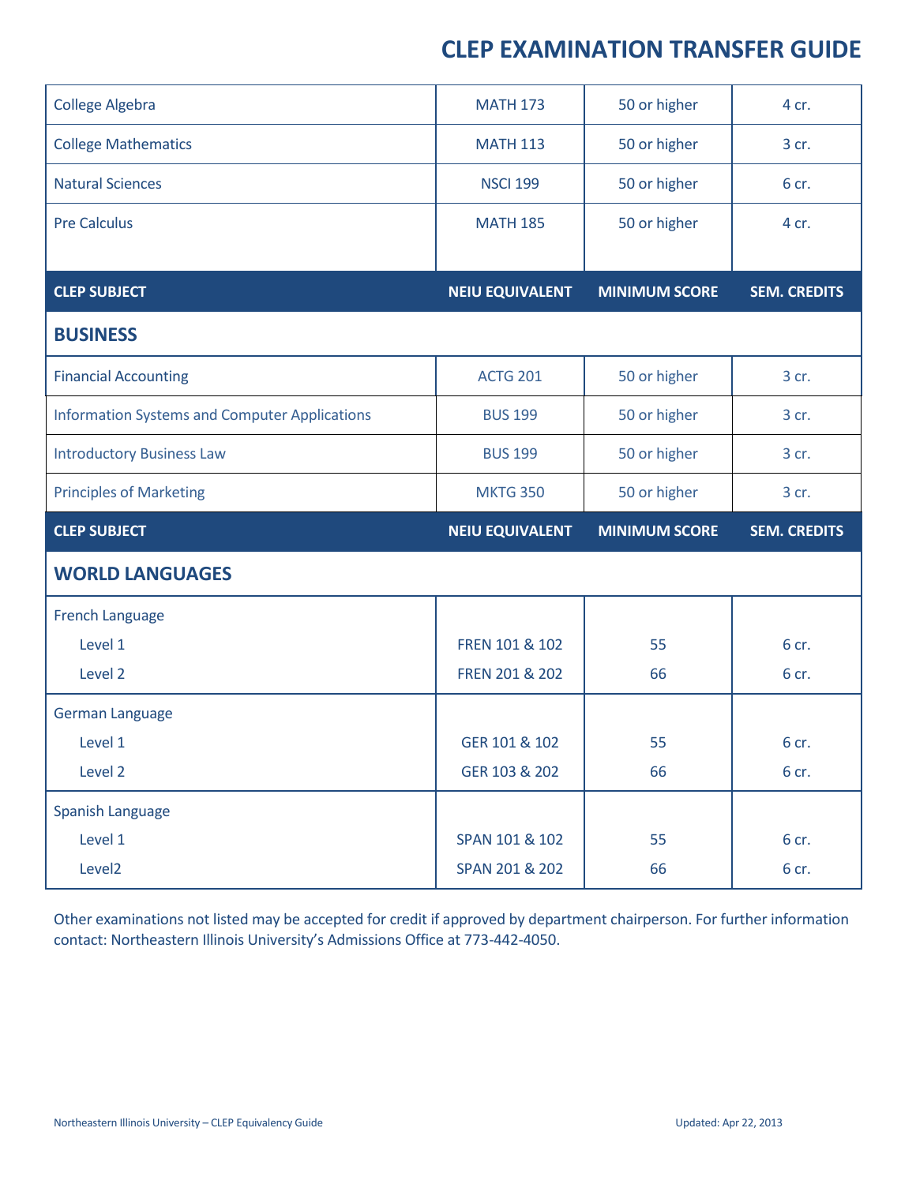# CLEP EXAMINATION TRANSFER GUIDE

| | | | |
|---|---|---|---|
| College Algebra | MATH 173 | 50 or higher | 4 cr. |
| College Mathematics | MATH 113 | 50 or higher | 3 cr. |
| Natural Sciences | NSCI 199 | 50 or higher | 6 cr. |
| Pre Calculus | MATH 185 | 50 or higher | 4 cr. |

| CLEP SUBJECT | NEIU EQUIVALENT | MINIMUM SCORE | SEM. CREDITS |
|---|---|---|---|
| **BUSINESS** | | | |
| Financial Accounting | ACTG 201 | 50 or higher | 3 cr. |
| Information Systems and Computer Applications | BUS 199 | 50 or higher | 3 cr. |
| Introductory Business Law | BUS 199 | 50 or higher | 3 cr. |
| Principles of Marketing | MKTG 350 | 50 or higher | 3 cr. |

| CLEP SUBJECT | NEIU EQUIVALENT | MINIMUM SCORE | SEM. CREDITS |
|---|---|---|---|
| **WORLD LANGUAGES** | | | |
| French Language | | | |
| Level 1 | FREN 101 & 102 | 55 | 6 cr. |
| Level 2 | FREN 201 & 202 | 66 | 6 cr. |
| German Language | | | |
| Level 1 | GER 101 & 102 | 55 | 6 cr. |
| Level 2 | GER 103 & 202 | 66 | 6 cr. |
| Spanish Language | | | |
| Level 1 | SPAN 101 & 102 | 55 | 6 cr. |
| Level2 | SPAN 201 & 202 | 66 | 6 cr. |

Other examinations not listed may be accepted for credit if approved by department chairperson. For further information contact: Northeastern Illinois University's Admissions Office at 773-442-4050.